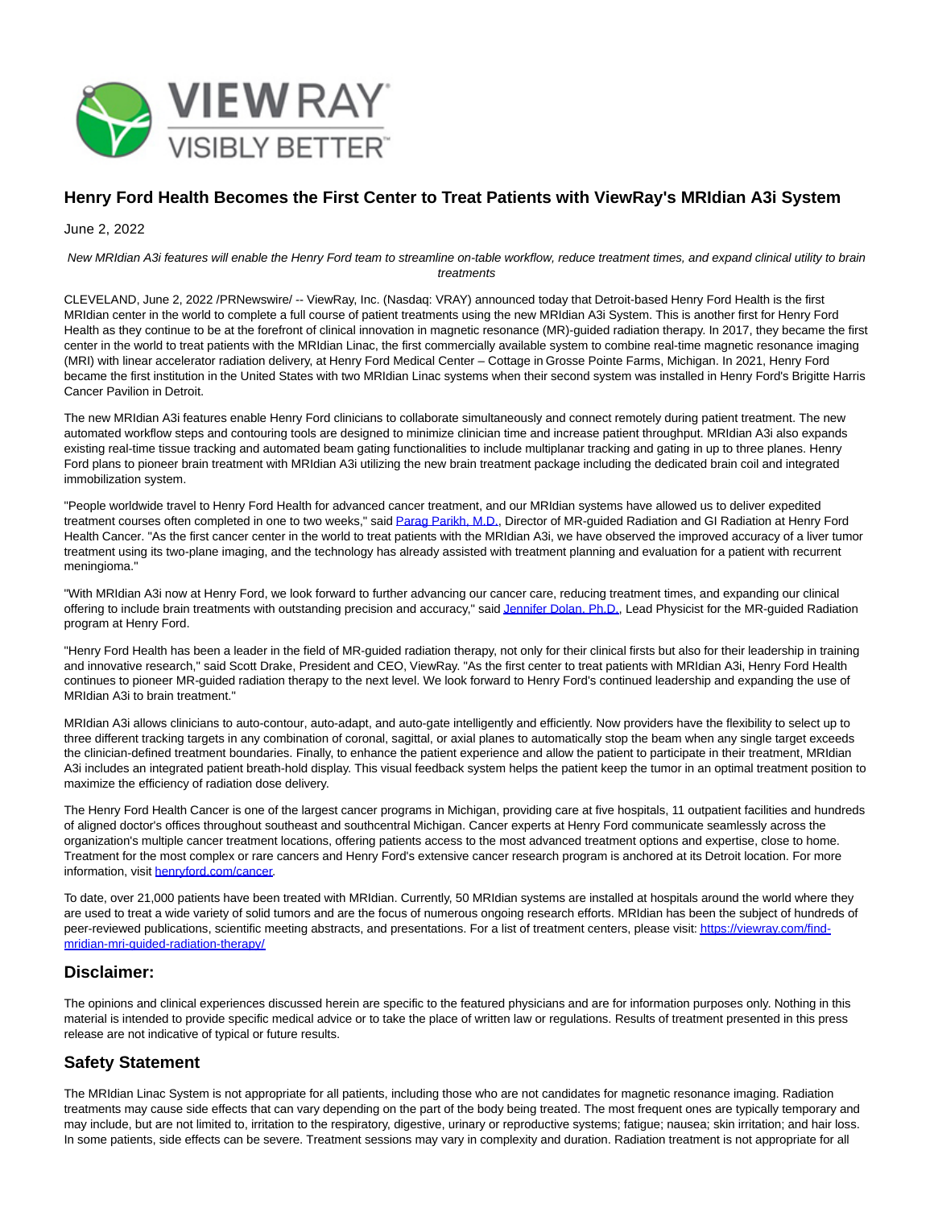# Henry Ford Health Becomes the First Center to Treat Patients with ViewRay's MRIdian A3i System

June 2, 2022

*New MRIdian A3i features will enable the Henry Ford team to streamline on-table workflow, reduce treatment times, and expand clinical utility to brain treatments*

CLEVELAND, June 2, 2022 /PRNewswire/ -- ViewRay, Inc. (Nasdaq: VRAY) announced today that Detroit-based Henry Ford Health is the first MRIdian center in the world to complete a full course of patient treatments using the new MRIdian A3i System. This is another first for Henry Ford Health as they continue to be at the forefront of clinical innovation in magnetic resonance (MR)-guided radiation therapy. In 2017, they became the first center in the world to treat patients with the MRIdian Linac, the first commercially available system to combine real-time magnetic resonance imaging (MRI) with linear accelerator radiation delivery, at Henry Ford Medical Center – Cottage in Grosse Pointe Farms, Michigan. In 2021, Henry Ford became the first institution in the United States with two MRIdian Linac systems when their second system was installed in Henry Ford's Brigitte Harris Cancer Pavilion in Detroit.

The new MRIdian A3i features enable Henry Ford clinicians to collaborate simultaneously and connect remotely during patient treatment. The new automated workflow steps and contouring tools are designed to minimize clinician time and increase patient throughput. MRIdian A3i also expands existing real-time tissue tracking and automated beam gating functionalities to include multiplanar tracking and gating in up to three planes. Henry Ford plans to pioneer brain treatment with MRIdian A3i utilizing the new brain treatment package including the dedicated brain coil and integrated immobilization system.

"People worldwide travel to Henry Ford Health for advanced cancer treatment, and our MRIdian systems have allowed us to deliver expedited treatment courses often completed in one to two weeks," said Parag Parikh, M.D., Director of MR-guided Radiation and GI Radiation at Henry Ford Health Cancer. "As the first cancer center in the world to treat patients with the MRIdian A3i, we have observed the improved accuracy of a liver tumor treatment using its two-plane imaging, and the technology has already assisted with treatment planning and evaluation for a patient with recurrent meningioma."

"With MRIdian A3i now at Henry Ford, we look forward to further advancing our cancer care, reducing treatment times, and expanding our clinical offering to include brain treatments with outstanding precision and accuracy," said Jennifer Dolan, Ph.D., Lead Physicist for the MR-guided Radiation program at Henry Ford.

"Henry Ford Health has been a leader in the field of MR-guided radiation therapy, not only for their clinical firsts but also for their leadership in training and innovative research," said Scott Drake, President and CEO, ViewRay. "As the first center to treat patients with MRIdian A3i, Henry Ford Health continues to pioneer MR-guided radiation therapy to the next level. We look forward to Henry Ford's continued leadership and expanding the use of MRIdian A3i to brain treatment."

MRIdian A3i allows clinicians to auto-contour, auto-adapt, and auto-gate intelligently and efficiently. Now providers have the flexibility to select up to three different tracking targets in any combination of coronal, sagittal, or axial planes to automatically stop the beam when any single target exceeds the clinician-defined treatment boundaries. Finally, to enhance the patient experience and allow the patient to participate in their treatment, MRIdian A3i includes an integrated patient breath-hold display. This visual feedback system helps the patient keep the tumor in an optimal treatment position to maximize the efficiency of radiation dose delivery.

The Henry Ford Health Cancer is one of the largest cancer programs in Michigan, providing care at five hospitals, 11 outpatient facilities and hundreds of aligned doctor's offices throughout southeast and southcentral Michigan. Cancer experts at Henry Ford communicate seamlessly across the organization's multiple cancer treatment locations, offering patients access to the most advanced treatment options and expertise, close to home. Treatment for the most complex or rare cancers and Henry Ford's extensive cancer research program is anchored at its Detroit location. For more information, visit henryford.com/cancer.

To date, over 21,000 patients have been treated with MRIdian. Currently, 50 MRIdian systems are installed at hospitals around the world where they are used to treat a wide variety of solid tumors and are the focus of numerous ongoing research efforts. MRIdian has been the subject of hundreds of peer-reviewed publications, scientific meeting abstracts, and presentations. For a list of treatment centers, please visit: https://viewray.com/find-mridian-mri-guided-radiation-therapy/

## Disclaimer:

The opinions and clinical experiences discussed herein are specific to the featured physicians and are for information purposes only. Nothing in this material is intended to provide specific medical advice or to take the place of written law or regulations. Results of treatment presented in this press release are not indicative of typical or future results.

## Safety Statement

The MRIdian Linac System is not appropriate for all patients, including those who are not candidates for magnetic resonance imaging. Radiation treatments may cause side effects that can vary depending on the part of the body being treated. The most frequent ones are typically temporary and may include, but are not limited to, irritation to the respiratory, digestive, urinary or reproductive systems; fatigue; nausea; skin irritation; and hair loss. In some patients, side effects can be severe. Treatment sessions may vary in complexity and duration. Radiation treatment is not appropriate for all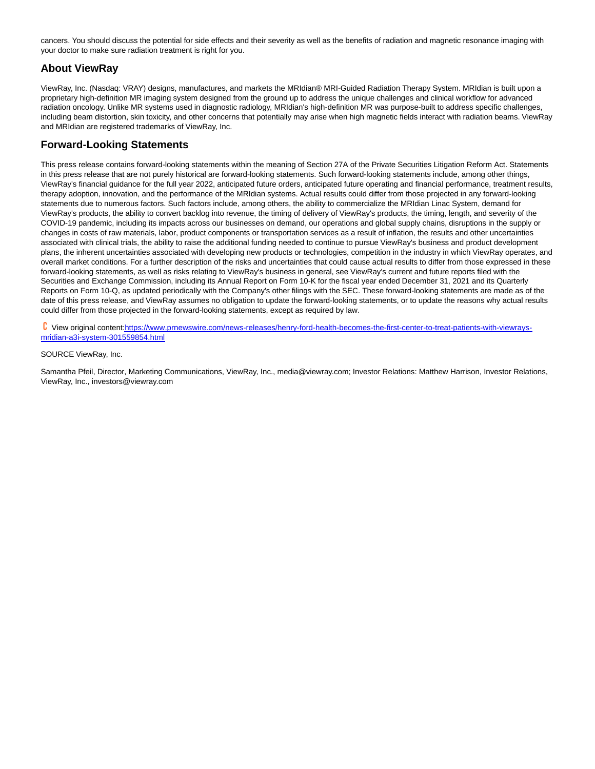cancers. You should discuss the potential for side effects and their severity as well as the benefits of radiation and magnetic resonance imaging with your doctor to make sure radiation treatment is right for you.

## About ViewRay

ViewRay, Inc. (Nasdaq: VRAY) designs, manufactures, and markets the MRIdian® MRI-Guided Radiation Therapy System. MRIdian is built upon a proprietary high-definition MR imaging system designed from the ground up to address the unique challenges and clinical workflow for advanced radiation oncology. Unlike MR systems used in diagnostic radiology, MRIdian's high-definition MR was purpose-built to address specific challenges, including beam distortion, skin toxicity, and other concerns that potentially may arise when high magnetic fields interact with radiation beams. ViewRay and MRIdian are registered trademarks of ViewRay, Inc.

## Forward-Looking Statements

This press release contains forward-looking statements within the meaning of Section 27A of the Private Securities Litigation Reform Act. Statements in this press release that are not purely historical are forward-looking statements. Such forward-looking statements include, among other things, ViewRay's financial guidance for the full year 2022, anticipated future orders, anticipated future operating and financial performance, treatment results, therapy adoption, innovation, and the performance of the MRIdian systems. Actual results could differ from those projected in any forward-looking statements due to numerous factors. Such factors include, among others, the ability to commercialize the MRIdian Linac System, demand for ViewRay's products, the ability to convert backlog into revenue, the timing of delivery of ViewRay's products, the timing, length, and severity of the COVID-19 pandemic, including its impacts across our businesses on demand, our operations and global supply chains, disruptions in the supply or changes in costs of raw materials, labor, product components or transportation services as a result of inflation, the results and other uncertainties associated with clinical trials, the ability to raise the additional funding needed to continue to pursue ViewRay's business and product development plans, the inherent uncertainties associated with developing new products or technologies, competition in the industry in which ViewRay operates, and overall market conditions. For a further description of the risks and uncertainties that could cause actual results to differ from those expressed in these forward-looking statements, as well as risks relating to ViewRay's business in general, see ViewRay's current and future reports filed with the Securities and Exchange Commission, including its Annual Report on Form 10-K for the fiscal year ended December 31, 2021 and its Quarterly Reports on Form 10-Q, as updated periodically with the Company's other filings with the SEC. These forward-looking statements are made as of the date of this press release, and ViewRay assumes no obligation to update the forward-looking statements, or to update the reasons why actual results could differ from those projected in the forward-looking statements, except as required by law.

View original content:https://www.prnewswire.com/news-releases/henry-ford-health-becomes-the-first-center-to-treat-patients-with-viewrays-mridian-a3i-system-301559854.html

SOURCE ViewRay, Inc.

Samantha Pfeil, Director, Marketing Communications, ViewRay, Inc., media@viewray.com; Investor Relations: Matthew Harrison, Investor Relations, ViewRay, Inc., investors@viewray.com